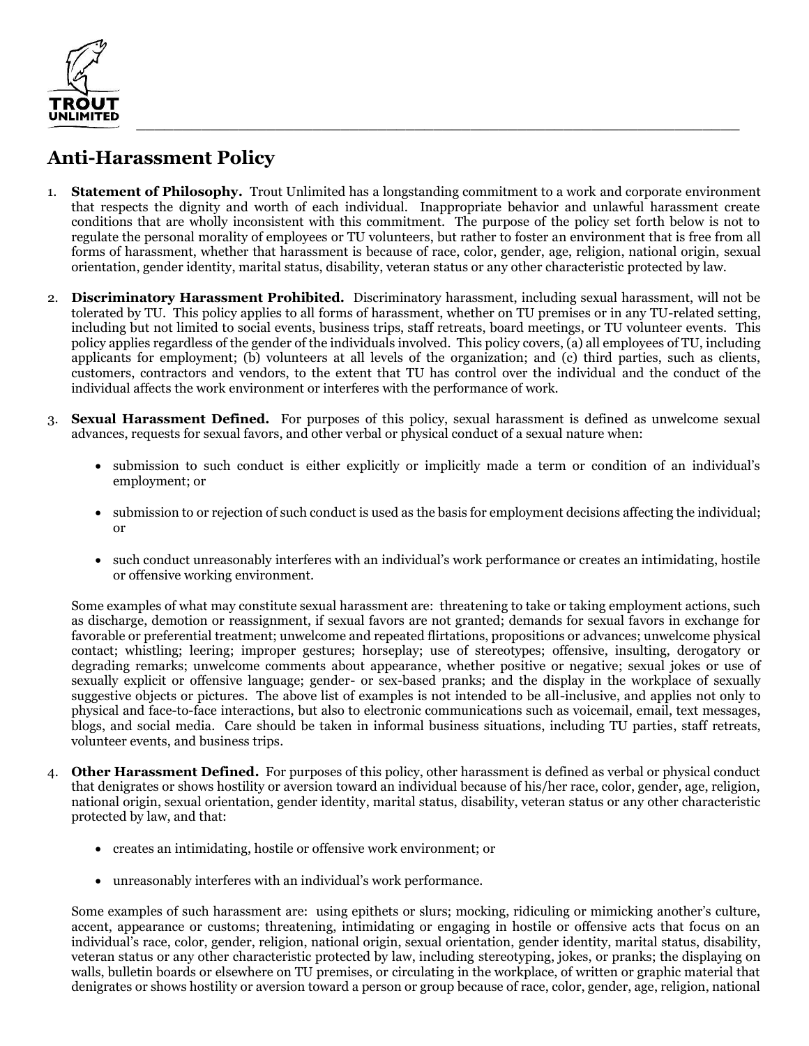# Anti-Harassment Policy

1. **Statement of Philosophy.** Trout Unlimited has a longstanding commitment to a work and corporate environment that respects the dignity and worth of each individual. Inappropriate behavior and unlawful harassment create conditions that are wholly inconsistent with this commitment. The purpose of the policy set forth below is not to regulate the personal morality of employees or TU volunteers, but rather to foster an environment that is free from all forms of harassment, whether that harassment is because of race, color, gender, age, religion, national origin, sexual orientation, gender identity, marital status, disability, veteran status or any other characteristic protected by law.

2. **Discriminatory Harassment Prohibited.** Discriminatory harassment, including sexual harassment, will not be tolerated by TU. This policy applies to all forms of harassment, whether on TU premises or in any TU-related setting, including but not limited to social events, business trips, staff retreats, board meetings, or TU volunteer events. This policy applies regardless of the gender of the individuals involved. This policy covers, (a) all employees of TU, including applicants for employment; (b) volunteers at all levels of the organization; and (c) third parties, such as clients, customers, contractors and vendors, to the extent that TU has control over the individual and the conduct of the individual affects the work environment or interferes with the performance of work.

3. **Sexual Harassment Defined.** For purposes of this policy, sexual harassment is defined as unwelcome sexual advances, requests for sexual favors, and other verbal or physical conduct of a sexual nature when:

   - submission to such conduct is either explicitly or implicitly made a term or condition of an individual's employment; or
   - submission to or rejection of such conduct is used as the basis for employment decisions affecting the individual; or
   - such conduct unreasonably interferes with an individual's work performance or creates an intimidating, hostile or offensive working environment.

   Some examples of what may constitute sexual harassment are: threatening to take or taking employment actions, such as discharge, demotion or reassignment, if sexual favors are not granted; demands for sexual favors in exchange for favorable or preferential treatment; unwelcome and repeated flirtations, propositions or advances; unwelcome physical contact; whistling; leering; improper gestures; horseplay; use of stereotypes; offensive, insulting, derogatory or degrading remarks; unwelcome comments about appearance, whether positive or negative; sexual jokes or use of sexually explicit or offensive language; gender- or sex-based pranks; and the display in the workplace of sexually suggestive objects or pictures. The above list of examples is not intended to be all-inclusive, and applies not only to physical and face-to-face interactions, but also to electronic communications such as voicemail, email, text messages, blogs, and social media. Care should be taken in informal business situations, including TU parties, staff retreats, volunteer events, and business trips.

4. **Other Harassment Defined.** For purposes of this policy, other harassment is defined as verbal or physical conduct that denigrates or shows hostility or aversion toward an individual because of his/her race, color, gender, age, religion, national origin, sexual orientation, gender identity, marital status, disability, veteran status or any other characteristic protected by law, and that:

   - creates an intimidating, hostile or offensive work environment; or
   - unreasonably interferes with an individual's work performance.

   Some examples of such harassment are: using epithets or slurs; mocking, ridiculing or mimicking another's culture, accent, appearance or customs; threatening, intimidating or engaging in hostile or offensive acts that focus on an individual's race, color, gender, religion, national origin, sexual orientation, gender identity, marital status, disability, veteran status or any other characteristic protected by law, including stereotyping, jokes, or pranks; the displaying on walls, bulletin boards or elsewhere on TU premises, or circulating in the workplace, of written or graphic material that denigrates or shows hostility or aversion toward a person or group because of race, color, gender, age, religion, national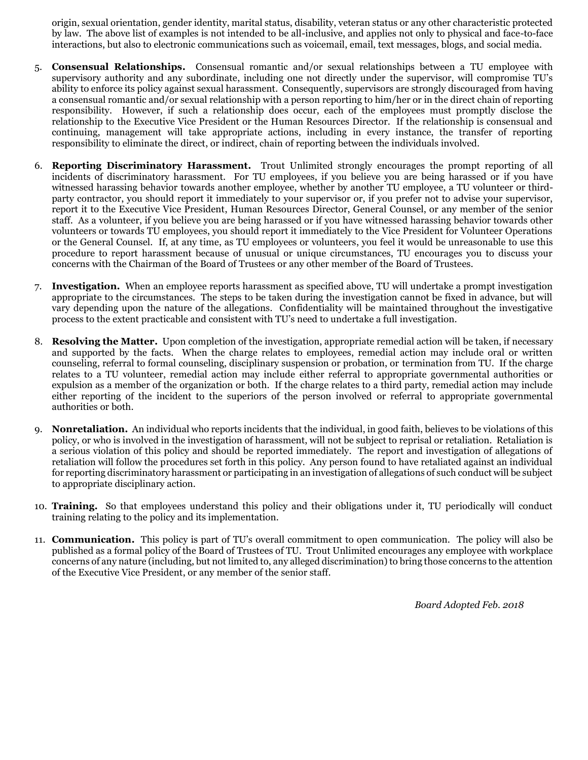origin, sexual orientation, gender identity, marital status, disability, veteran status or any other characteristic protected by law. The above list of examples is not intended to be all-inclusive, and applies not only to physical and face-to-face interactions, but also to electronic communications such as voicemail, email, text messages, blogs, and social media.

5. **Consensual Relationships.** Consensual romantic and/or sexual relationships between a TU employee with supervisory authority and any subordinate, including one not directly under the supervisor, will compromise TU's ability to enforce its policy against sexual harassment. Consequently, supervisors are strongly discouraged from having a consensual romantic and/or sexual relationship with a person reporting to him/her or in the direct chain of reporting responsibility. However, if such a relationship does occur, each of the employees must promptly disclose the relationship to the Executive Vice President or the Human Resources Director. If the relationship is consensual and continuing, management will take appropriate actions, including in every instance, the transfer of reporting responsibility to eliminate the direct, or indirect, chain of reporting between the individuals involved.

6. **Reporting Discriminatory Harassment.** Trout Unlimited strongly encourages the prompt reporting of all incidents of discriminatory harassment. For TU employees, if you believe you are being harassed or if you have witnessed harassing behavior towards another employee, whether by another TU employee, a TU volunteer or third-party contractor, you should report it immediately to your supervisor or, if you prefer not to advise your supervisor, report it to the Executive Vice President, Human Resources Director, General Counsel, or any member of the senior staff. As a volunteer, if you believe you are being harassed or if you have witnessed harassing behavior towards other volunteers or towards TU employees, you should report it immediately to the Vice President for Volunteer Operations or the General Counsel. If, at any time, as TU employees or volunteers, you feel it would be unreasonable to use this procedure to report harassment because of unusual or unique circumstances, TU encourages you to discuss your concerns with the Chairman of the Board of Trustees or any other member of the Board of Trustees.

7. **Investigation.** When an employee reports harassment as specified above, TU will undertake a prompt investigation appropriate to the circumstances. The steps to be taken during the investigation cannot be fixed in advance, but will vary depending upon the nature of the allegations. Confidentiality will be maintained throughout the investigative process to the extent practicable and consistent with TU's need to undertake a full investigation.

8. **Resolving the Matter.** Upon completion of the investigation, appropriate remedial action will be taken, if necessary and supported by the facts. When the charge relates to employees, remedial action may include oral or written counseling, referral to formal counseling, disciplinary suspension or probation, or termination from TU. If the charge relates to a TU volunteer, remedial action may include either referral to appropriate governmental authorities or expulsion as a member of the organization or both. If the charge relates to a third party, remedial action may include either reporting of the incident to the superiors of the person involved or referral to appropriate governmental authorities or both.

9. **Nonretaliation.** An individual who reports incidents that the individual, in good faith, believes to be violations of this policy, or who is involved in the investigation of harassment, will not be subject to reprisal or retaliation. Retaliation is a serious violation of this policy and should be reported immediately. The report and investigation of allegations of retaliation will follow the procedures set forth in this policy. Any person found to have retaliated against an individual for reporting discriminatory harassment or participating in an investigation of allegations of such conduct will be subject to appropriate disciplinary action.

10. **Training.** So that employees understand this policy and their obligations under it, TU periodically will conduct training relating to the policy and its implementation.

11. **Communication.** This policy is part of TU's overall commitment to open communication. The policy will also be published as a formal policy of the Board of Trustees of TU. Trout Unlimited encourages any employee with workplace concerns of any nature (including, but not limited to, any alleged discrimination) to bring those concerns to the attention of the Executive Vice President, or any member of the senior staff.

*Board Adopted Feb. 2018*